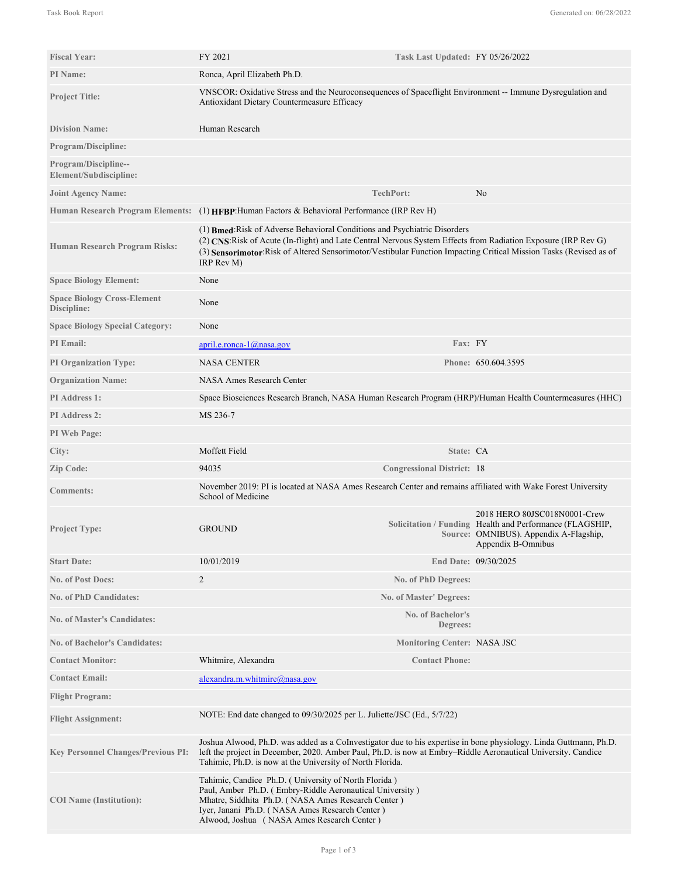| | | | |
|---|---|---|---|
| **Fiscal Year:** | FY 2021 | **Task Last Updated:** | FY 05/26/2022 |
| **PI Name:** | Ronca, April Elizabeth Ph.D. | | |
| **Project Title:** | VNSCOR: Oxidative Stress and the Neuroconsequences of Spaceflight Environment -- Immune Dysregulation and Antioxidant Dietary Countermeasure Efficacy | | |
| **Division Name:** | Human Research | | |
| **Program/Discipline:** | | | |
| **Program/Discipline--Element/Subdiscipline:** | | | |
| **Joint Agency Name:** | | **TechPort:** | No |
| **Human Research Program Elements:** | (1) **HFBP**:Human Factors & Behavioral Performance (IRP Rev H) | | |
| **Human Research Program Risks:** | (1) **Bmed**:Risk of Adverse Behavioral Conditions and Psychiatric Disorders<br>(2) **CNS**:Risk of Acute (In-flight) and Late Central Nervous System Effects from Radiation Exposure (IRP Rev G)<br>(3) **Sensorimotor**:Risk of Altered Sensorimotor/Vestibular Function Impacting Critical Mission Tasks (Revised as of IRP Rev M) | | |
| **Space Biology Element:** | None | | |
| **Space Biology Cross-Element Discipline:** | None | | |
| **Space Biology Special Category:** | None | | |
| **PI Email:** | april.e.ronca-1@nasa.gov | **Fax:** | FY |
| **PI Organization Type:** | NASA CENTER | **Phone:** | 650.604.3595 |
| **Organization Name:** | NASA Ames Research Center | | |
| **PI Address 1:** | Space Biosciences Research Branch, NASA Human Research Program (HRP)/Human Health Countermeasures (HHC) | | |
| **PI Address 2:** | MS 236-7 | | |
| **PI Web Page:** | | | |
| **City:** | Moffett Field | **State:** | CA |
| **Zip Code:** | 94035 | **Congressional District:** | 18 |
| **Comments:** | November 2019: PI is located at NASA Ames Research Center and remains affiliated with Wake Forest University School of Medicine | | |
| **Project Type:** | GROUND | **Solicitation / Funding Source:** | 2018 HERO 80JSC018N0001-Crew Health and Performance (FLAGSHIP, OMNIBUS). Appendix A-Flagship, Appendix B-Omnibus |
| **Start Date:** | 10/01/2019 | **End Date:** | 09/30/2025 |
| **No. of Post Docs:** | 2 | **No. of PhD Degrees:** | |
| **No. of PhD Candidates:** | | **No. of Master' Degrees:** | |
| **No. of Master's Candidates:** | | **No. of Bachelor's Degrees:** | |
| **No. of Bachelor's Candidates:** | | **Monitoring Center:** | NASA JSC |
| **Contact Monitor:** | Whitmire, Alexandra | **Contact Phone:** | |
| **Contact Email:** | alexandra.m.whitmire@nasa.gov | | |
| **Flight Program:** | | | |
| **Flight Assignment:** | NOTE: End date changed to 09/30/2025 per L. Juliette/JSC (Ed., 5/7/22) | | |
| **Key Personnel Changes/Previous PI:** | Joshua Alwood, Ph.D. was added as a CoInvestigator due to his expertise in bone physiology. Linda Guttmann, Ph.D. left the project in December, 2020. Amber Paul, Ph.D. is now at Embry–Riddle Aeronautical University. Candice Tahimic, Ph.D. is now at the University of North Florida. | | |
| **COI Name (Institution):** | Tahimic, Candice Ph.D. ( University of North Florida )<br>Paul, Amber Ph.D. ( Embry-Riddle Aeronautical University )<br>Mhatre, Siddhita Ph.D. ( NASA Ames Research Center )<br>Iyer, Janani Ph.D. ( NASA Ames Research Center )<br>Alwood, Joshua ( NASA Ames Research Center ) | | |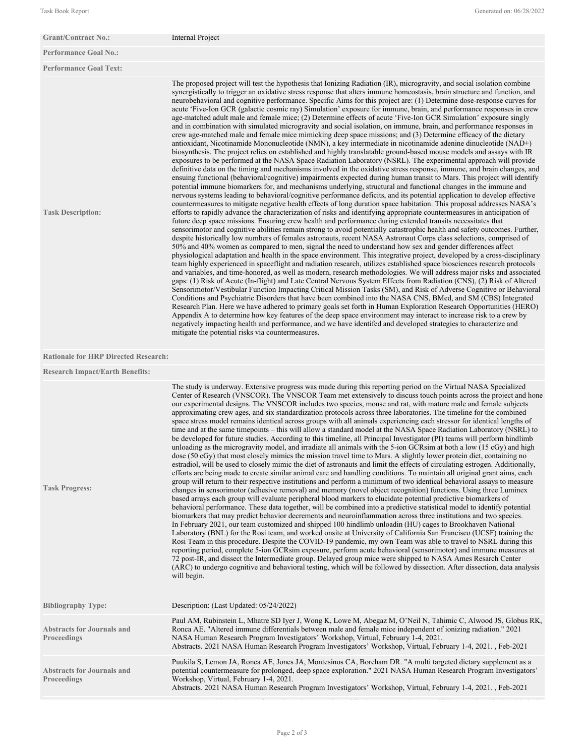| | |
|---|---|
| **Grant/Contract No.:** | Internal Project |
| **Performance Goal No.:** | |
| **Performance Goal Text:** | |
| **Task Description:** | The proposed project will test the hypothesis that Ionizing Radiation (IR), microgravity, and social isolation combine synergistically to trigger an oxidative stress response that alters immune homeostasis, brain structure and function, and neurobehavioral and cognitive performance. Specific Aims for this project are: (1) Determine dose-response curves for acute 'Five-Ion GCR (galactic cosmic ray) Simulation' exposure for immune, brain, and performance responses in crew age-matched adult male and female mice; (2) Determine effects of acute 'Five-Ion GCR Simulation' exposure singly and in combination with simulated microgravity and social isolation, on immune, brain, and performance responses in crew age-matched male and female mice mimicking deep space missions; and (3) Determine efficacy of the dietary antioxidant, Nicotinamide Mononucleotide (NMN), a key intermediate in nicotinamide adenine dinucleotide (NAD+) biosynthesis. The project relies on established and highly translatable ground-based mouse models and assays with IR exposures to be performed at the NASA Space Radiation Laboratory (NSRL). The experimental approach will provide definitive data on the timing and mechanisms involved in the oxidative stress response, immune, and brain changes, and ensuing functional (behavioral/cognitive) impairments expected during human transit to Mars. This project will identify potential immune biomarkers for, and mechanisms underlying, structural and functional changes in the immune and nervous systems leading to behavioral/cognitive performance deficits, and its potential application to develop effective countermeasures to mitigate negative health effects of long duration space habitation. This proposal addresses NASA's efforts to rapidly advance the characterization of risks and identifying appropriate countermeasures in anticipation of future deep space missions. Ensuring crew health and performance during extended transits necessitates that sensorimotor and cognitive abilities remain strong to avoid potentially catastrophic health and safety outcomes. Further, despite historically low numbers of females astronauts, recent NASA Astronaut Corps class selections, comprised of 50% and 40% women as compared to men, signal the need to understand how sex and gender differences affect physiological adaptation and health in the space environment. This integrative project, developed by a cross-disciplinary team highly experienced in spaceflight and radiation research, utilizes established space biosciences research protocols and variables, and time-honored, as well as modern, research methodologies. We will address major risks and associated gaps: (1) Risk of Acute (In-flight) and Late Central Nervous System Effects from Radiation (CNS), (2) Risk of Altered Sensorimotor/Vestibular Function Impacting Critical Mission Tasks (SM), and Risk of Adverse Cognitive or Behavioral Conditions and Psychiatric Disorders that have been combined into the NASA CNS, BMed, and SM (CBS) Integrated Research Plan. Here we have adhered to primary goals set forth in Human Exploration Research Opportunities (HERO) Appendix A to determine how key features of the deep space environment may interact to increase risk to a crew by negatively impacting health and performance, and we have identifed and developed strategies to characterize and mitigate the potential risks via countermeasures. |
| **Rationale for HRP Directed Research:** | |
| **Research Impact/Earth Benefits:** | |
| **Task Progress:** | The study is underway. Extensive progress was made during this reporting period on the Virtual NASA Specialized Center of Research (VNSCOR). The VNSCOR Team met extensively to discuss touch points across the project and hone our experimental designs. The VNSCOR includes two species, mouse and rat, with mature male and female subjects approximating crew ages, and six standardization protocols across three laboratories. The timeline for the combined space stress model remains identical across groups with all animals experiencing each stressor for identical lengths of time and at the same timepoints – this will allow a standard model at the NASA Space Radiation Laboratory (NSRL) to be developed for future studies. According to this timeline, all Principal Investigator (PI) teams will perform hindlimb unloading as the microgravity model, and irradiate all animals with the 5-ion GCRsim at both a low (15 cGy) and high dose (50 cGy) that most closely mimics the mission travel time to Mars. A slightly lower protein diet, containing no estradiol, will be used to closely mimic the diet of astronauts and limit the effects of circulating estrogen. Additionally, efforts are being made to create similar animal care and handling conditions. To maintain all original grant aims, each group will return to their respective institutions and perform a minimum of two identical behavioral assays to measure changes in sensorimotor (adhesive removal) and memory (novel object recognition) functions. Using three Luminex based arrays each group will evaluate peripheral blood markers to elucidate potential predictive biomarkers of behavioral performance. These data together, will be combined into a predictive statistical model to identify potential biomarkers that may predict behavior decrements and neuroinflammation across three institutions and two species. In February 2021, our team customized and shipped 100 hindlimb unloadin (HU) cages to Brookhaven National Laboratory (BNL) for the Rosi team, and worked onsite at University of California San Francisco (UCSF) training the Rosi Team in this procedure. Despite the COVID-19 pandemic, my own Team was able to travel to NSRL during this reporting period, complete 5-ion GCRsim exposure, perform acute behavioral (sensorimotor) and immune measures at 72 post-IR, and dissect the Intermediate group. Delayed group mice were shipped to NASA Ames Resarch Center (ARC) to undergo cognitive and behavioral testing, which will be followed by dissection. After dissection, data analysis will begin. |
| **Bibliography Type:** | Description: (Last Updated: 05/24/2022) |
| **Abstracts for Journals and Proceedings** | Paul AM, Rubinstein L, Mhatre SD Iyer J, Wong K, Lowe M, Abegaz M, O'Neil N, Tahimic C, Alwood JS, Globus RK, Ronca AE. "Altered immune differentials between male and female mice independent of ionizing radiation." 2021 NASA Human Research Program Investigators' Workshop, Virtual, February 1-4, 2021. Abstracts. 2021 NASA Human Research Program Investigators' Workshop, Virtual, February 1-4, 2021. , Feb-2021 |
| **Abstracts for Journals and Proceedings** | Puukila S, Lemon JA, Ronca AE, Jones JA, Montesinos CA, Boreham DR. "A multi targeted dietary supplement as a potential countermeasure for prolonged, deep space exploration." 2021 NASA Human Research Program Investigators' Workshop, Virtual, February 1-4, 2021. Abstracts. 2021 NASA Human Research Program Investigators' Workshop, Virtual, February 1-4, 2021. , Feb-2021 |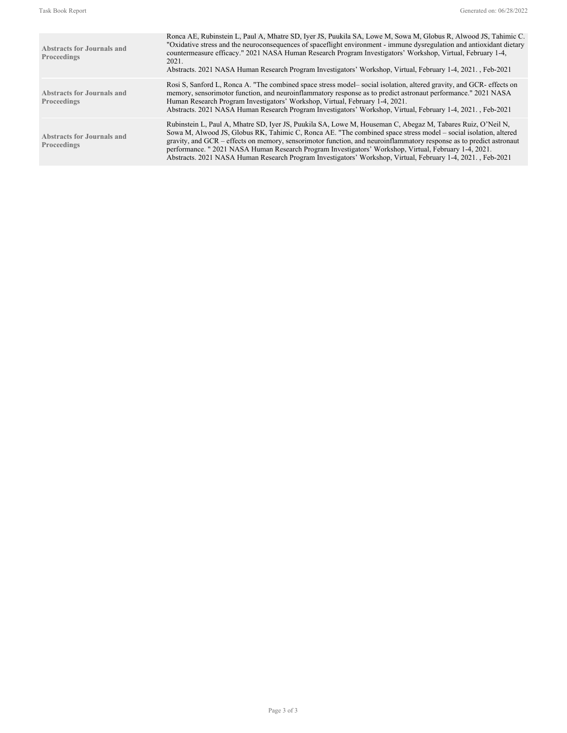| | |
|---|---|
| **Abstracts for Journals and Proceedings** | Ronca AE, Rubinstein L, Paul A, Mhatre SD, Iyer JS, Puukila SA, Lowe M, Sowa M, Globus R, Alwood JS, Tahimic C. "Oxidative stress and the neuroconsequences of spaceflight environment - immune dysregulation and antioxidant dietary countermeasure efficacy." 2021 NASA Human Research Program Investigators' Workshop, Virtual, February 1-4, 2021.<br>Abstracts. 2021 NASA Human Research Program Investigators' Workshop, Virtual, February 1-4, 2021. , Feb-2021 |
| **Abstracts for Journals and Proceedings** | Rosi S, Sanford L, Ronca A. "The combined space stress model– social isolation, altered gravity, and GCR- effects on memory, sensorimotor function, and neuroinflammatory response as to predict astronaut performance." 2021 NASA Human Research Program Investigators' Workshop, Virtual, February 1-4, 2021.<br>Abstracts. 2021 NASA Human Research Program Investigators' Workshop, Virtual, February 1-4, 2021. , Feb-2021 |
| **Abstracts for Journals and Proceedings** | Rubinstein L, Paul A, Mhatre SD, Iyer JS, Puukila SA, Lowe M, Houseman C, Abegaz M, Tabares Ruiz, O'Neil N, Sowa M, Alwood JS, Globus RK, Tahimic C, Ronca AE. "The combined space stress model – social isolation, altered gravity, and GCR – effects on memory, sensorimotor function, and neuroinflammatory response as to predict astronaut performance. " 2021 NASA Human Research Program Investigators' Workshop, Virtual, February 1-4, 2021.<br>Abstracts. 2021 NASA Human Research Program Investigators' Workshop, Virtual, February 1-4, 2021. , Feb-2021 |